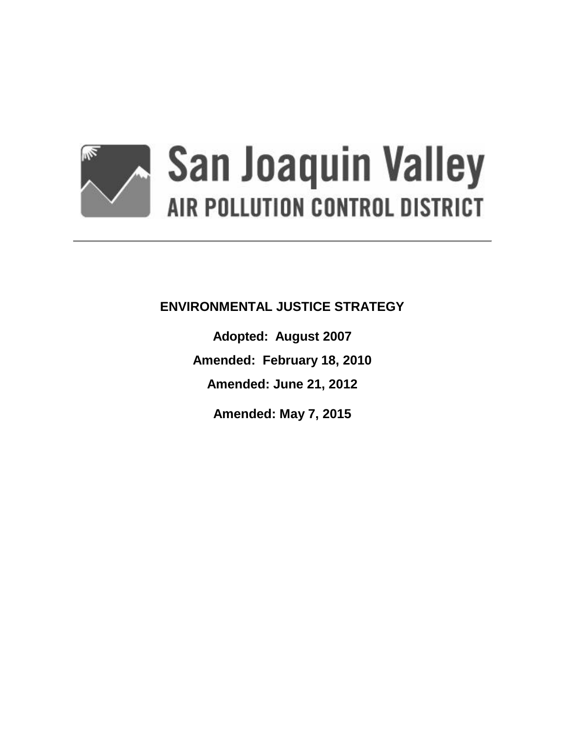# San Joaquin Valley

## AIR POLLUTION CONTROL DISTRICT

---

**ENVIRONMENTAL JUSTICE STRATEGY**

**Adopted: August 2007**

**Amended: February 18, 2010**

**Amended: June 21, 2012**

**Amended: May 7, 2015**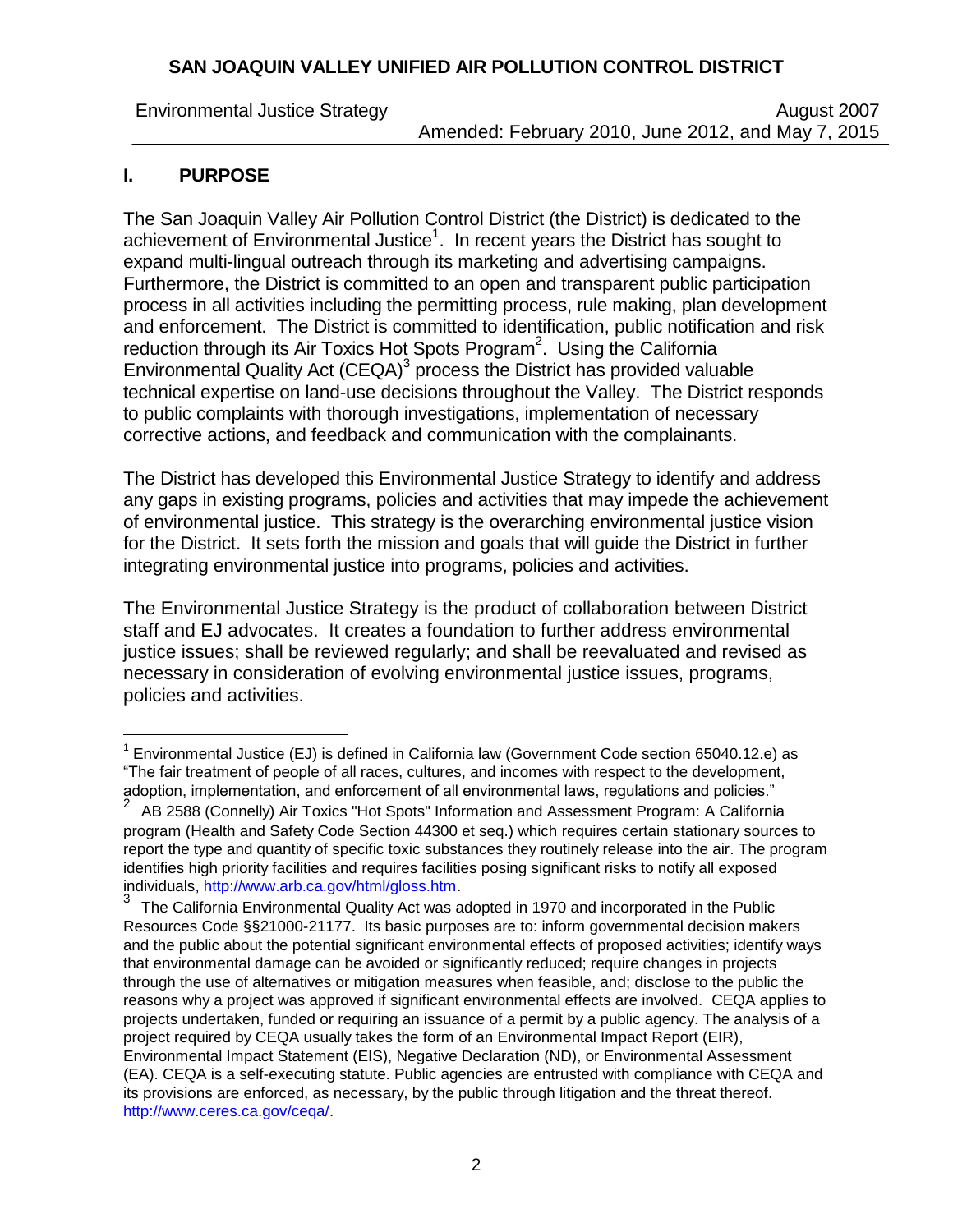# SAN JOAQUIN VALLEY UNIFIED AIR POLLUTION CONTROL DISTRICT

Environmental Justice Strategy — August 2007
Amended: February 2010, June 2012, and May 7, 2015

## I. PURPOSE

The San Joaquin Valley Air Pollution Control District (the District) is dedicated to the achievement of Environmental Justice[1]. In recent years the District has sought to expand multi-lingual outreach through its marketing and advertising campaigns. Furthermore, the District is committed to an open and transparent public participation process in all activities including the permitting process, rule making, plan development and enforcement. The District is committed to identification, public notification and risk reduction through its Air Toxics Hot Spots Program[2]. Using the California Environmental Quality Act (CEQA)[3] process the District has provided valuable technical expertise on land-use decisions throughout the Valley. The District responds to public complaints with thorough investigations, implementation of necessary corrective actions, and feedback and communication with the complainants.

The District has developed this Environmental Justice Strategy to identify and address any gaps in existing programs, policies and activities that may impede the achievement of environmental justice. This strategy is the overarching environmental justice vision for the District. It sets forth the mission and goals that will guide the District in further integrating environmental justice into programs, policies and activities.

The Environmental Justice Strategy is the product of collaboration between District staff and EJ advocates. It creates a foundation to further address environmental justice issues; shall be reviewed regularly; and shall be reevaluated and revised as necessary in consideration of evolving environmental justice issues, programs, policies and activities.

---

[1] Environmental Justice (EJ) is defined in California law (Government Code section 65040.12.e) as "The fair treatment of people of all races, cultures, and incomes with respect to the development, adoption, implementation, and enforcement of all environmental laws, regulations and policies."

[2] AB 2588 (Connelly) Air Toxics "Hot Spots" Information and Assessment Program: A California program (Health and Safety Code Section 44300 et seq.) which requires certain stationary sources to report the type and quantity of specific toxic substances they routinely release into the air. The program identifies high priority facilities and requires facilities posing significant risks to notify all exposed individuals, http://www.arb.ca.gov/html/gloss.htm.

[3] The California Environmental Quality Act was adopted in 1970 and incorporated in the Public Resources Code §§21000-21177. Its basic purposes are to: inform governmental decision makers and the public about the potential significant environmental effects of proposed activities; identify ways that environmental damage can be avoided or significantly reduced; require changes in projects through the use of alternatives or mitigation measures when feasible, and; disclose to the public the reasons why a project was approved if significant environmental effects are involved. CEQA applies to projects undertaken, funded or requiring an issuance of a permit by a public agency. The analysis of a project required by CEQA usually takes the form of an Environmental Impact Report (EIR), Environmental Impact Statement (EIS), Negative Declaration (ND), or Environmental Assessment (EA). CEQA is a self-executing statute. Public agencies are entrusted with compliance with CEQA and its provisions are enforced, as necessary, by the public through litigation and the threat thereof. http://www.ceres.ca.gov/ceqa/.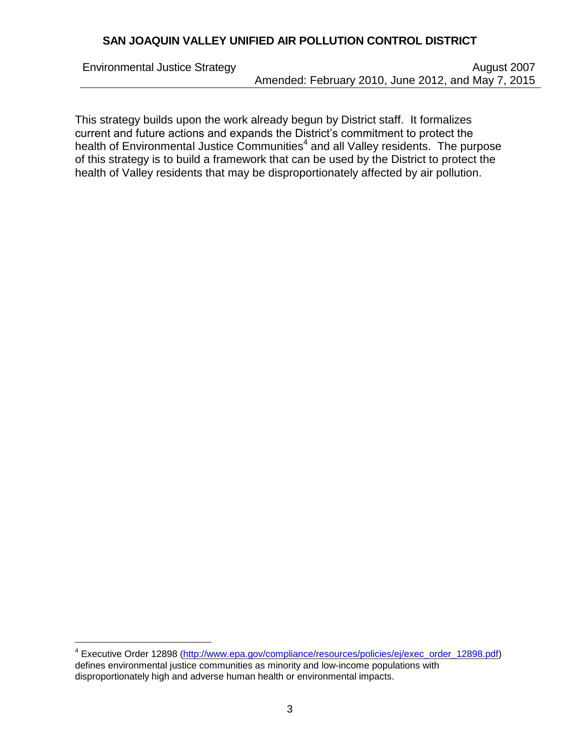This strategy builds upon the work already begun by District staff. It formalizes current and future actions and expands the District's commitment to protect the health of Environmental Justice Communities[4] and all Valley residents. The purpose of this strategy is to build a framework that can be used by the District to protect the health of Valley residents that may be disproportionately affected by air pollution.

---

[4] Executive Order 12898 (http://www.epa.gov/compliance/resources/policies/ej/exec_order_12898.pdf) defines environmental justice communities as minority and low-income populations with disproportionately high and adverse human health or environmental impacts.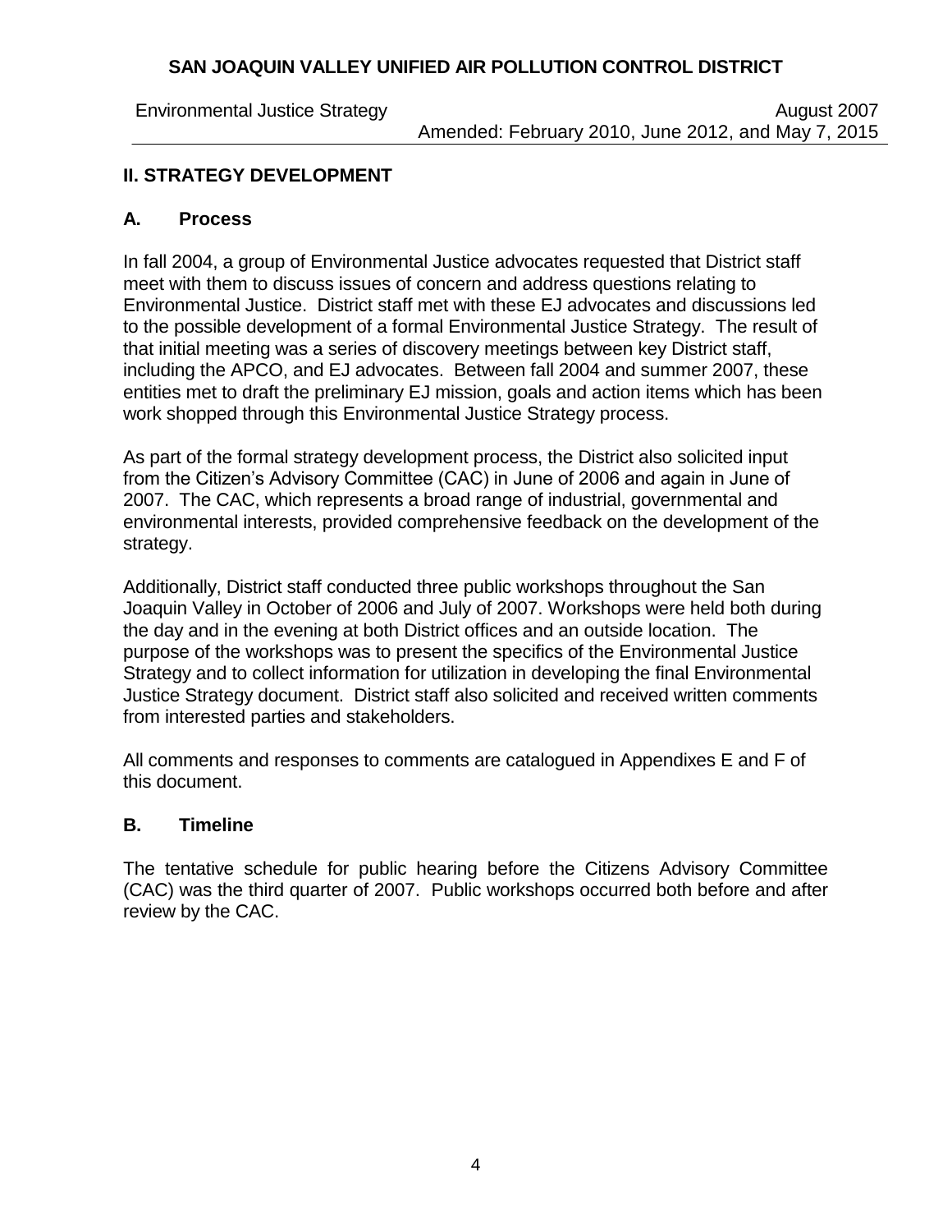## II. STRATEGY DEVELOPMENT

### A. Process

In fall 2004, a group of Environmental Justice advocates requested that District staff meet with them to discuss issues of concern and address questions relating to Environmental Justice. District staff met with these EJ advocates and discussions led to the possible development of a formal Environmental Justice Strategy. The result of that initial meeting was a series of discovery meetings between key District staff, including the APCO, and EJ advocates. Between fall 2004 and summer 2007, these entities met to draft the preliminary EJ mission, goals and action items which has been work shopped through this Environmental Justice Strategy process.

As part of the formal strategy development process, the District also solicited input from the Citizen's Advisory Committee (CAC) in June of 2006 and again in June of 2007. The CAC, which represents a broad range of industrial, governmental and environmental interests, provided comprehensive feedback on the development of the strategy.

Additionally, District staff conducted three public workshops throughout the San Joaquin Valley in October of 2006 and July of 2007. Workshops were held both during the day and in the evening at both District offices and an outside location. The purpose of the workshops was to present the specifics of the Environmental Justice Strategy and to collect information for utilization in developing the final Environmental Justice Strategy document. District staff also solicited and received written comments from interested parties and stakeholders.

All comments and responses to comments are catalogued in Appendixes E and F of this document.

### B. Timeline

The tentative schedule for public hearing before the Citizens Advisory Committee (CAC) was the third quarter of 2007. Public workshops occurred both before and after review by the CAC.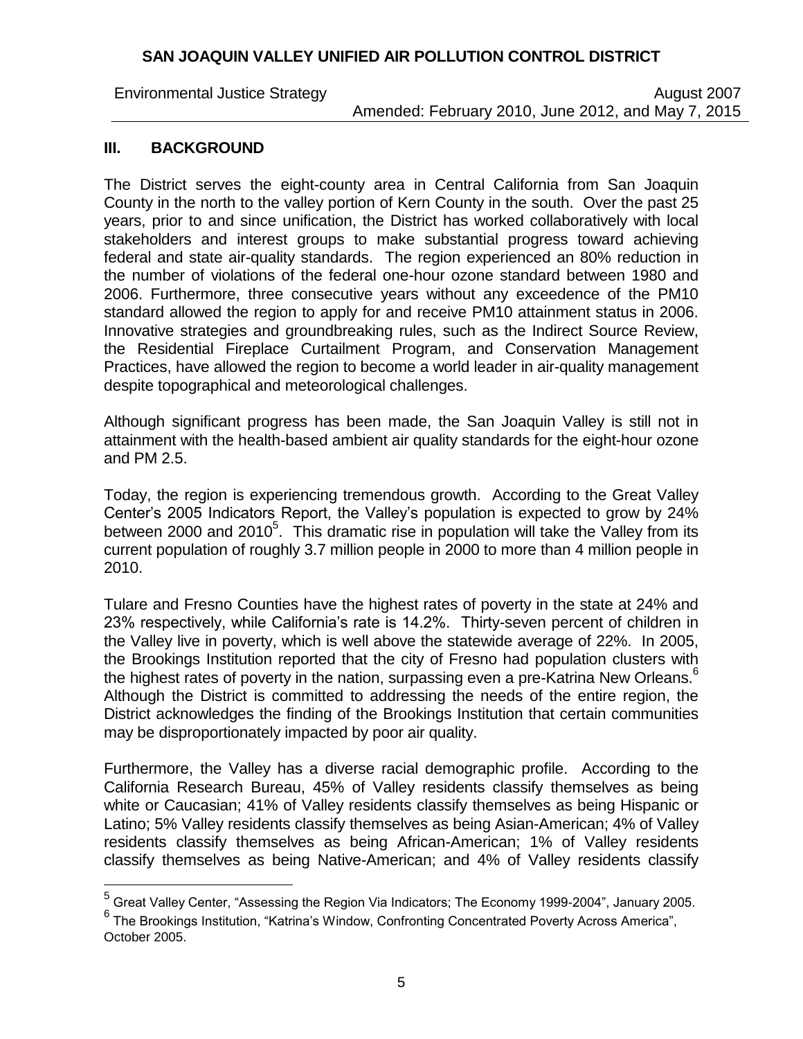## III. BACKGROUND

The District serves the eight-county area in Central California from San Joaquin County in the north to the valley portion of Kern County in the south. Over the past 25 years, prior to and since unification, the District has worked collaboratively with local stakeholders and interest groups to make substantial progress toward achieving federal and state air-quality standards. The region experienced an 80% reduction in the number of violations of the federal one-hour ozone standard between 1980 and 2006. Furthermore, three consecutive years without any exceedence of the PM10 standard allowed the region to apply for and receive PM10 attainment status in 2006. Innovative strategies and groundbreaking rules, such as the Indirect Source Review, the Residential Fireplace Curtailment Program, and Conservation Management Practices, have allowed the region to become a world leader in air-quality management despite topographical and meteorological challenges.

Although significant progress has been made, the San Joaquin Valley is still not in attainment with the health-based ambient air quality standards for the eight-hour ozone and PM 2.5.

Today, the region is experiencing tremendous growth. According to the Great Valley Center's 2005 Indicators Report, the Valley's population is expected to grow by 24% between 2000 and 2010[5]. This dramatic rise in population will take the Valley from its current population of roughly 3.7 million people in 2000 to more than 4 million people in 2010.

Tulare and Fresno Counties have the highest rates of poverty in the state at 24% and 23% respectively, while California's rate is 14.2%. Thirty-seven percent of children in the Valley live in poverty, which is well above the statewide average of 22%. In 2005, the Brookings Institution reported that the city of Fresno had population clusters with the highest rates of poverty in the nation, surpassing even a pre-Katrina New Orleans.[6] Although the District is committed to addressing the needs of the entire region, the District acknowledges the finding of the Brookings Institution that certain communities may be disproportionately impacted by poor air quality.

Furthermore, the Valley has a diverse racial demographic profile. According to the California Research Bureau, 45% of Valley residents classify themselves as being white or Caucasian; 41% of Valley residents classify themselves as being Hispanic or Latino; 5% Valley residents classify themselves as being Asian-American; 4% of Valley residents classify themselves as being African-American; 1% of Valley residents classify themselves as being Native-American; and 4% of Valley residents classify

---

[5] Great Valley Center, "Assessing the Region Via Indicators; The Economy 1999-2004", January 2005.

[6] The Brookings Institution, "Katrina's Window, Confronting Concentrated Poverty Across America", October 2005.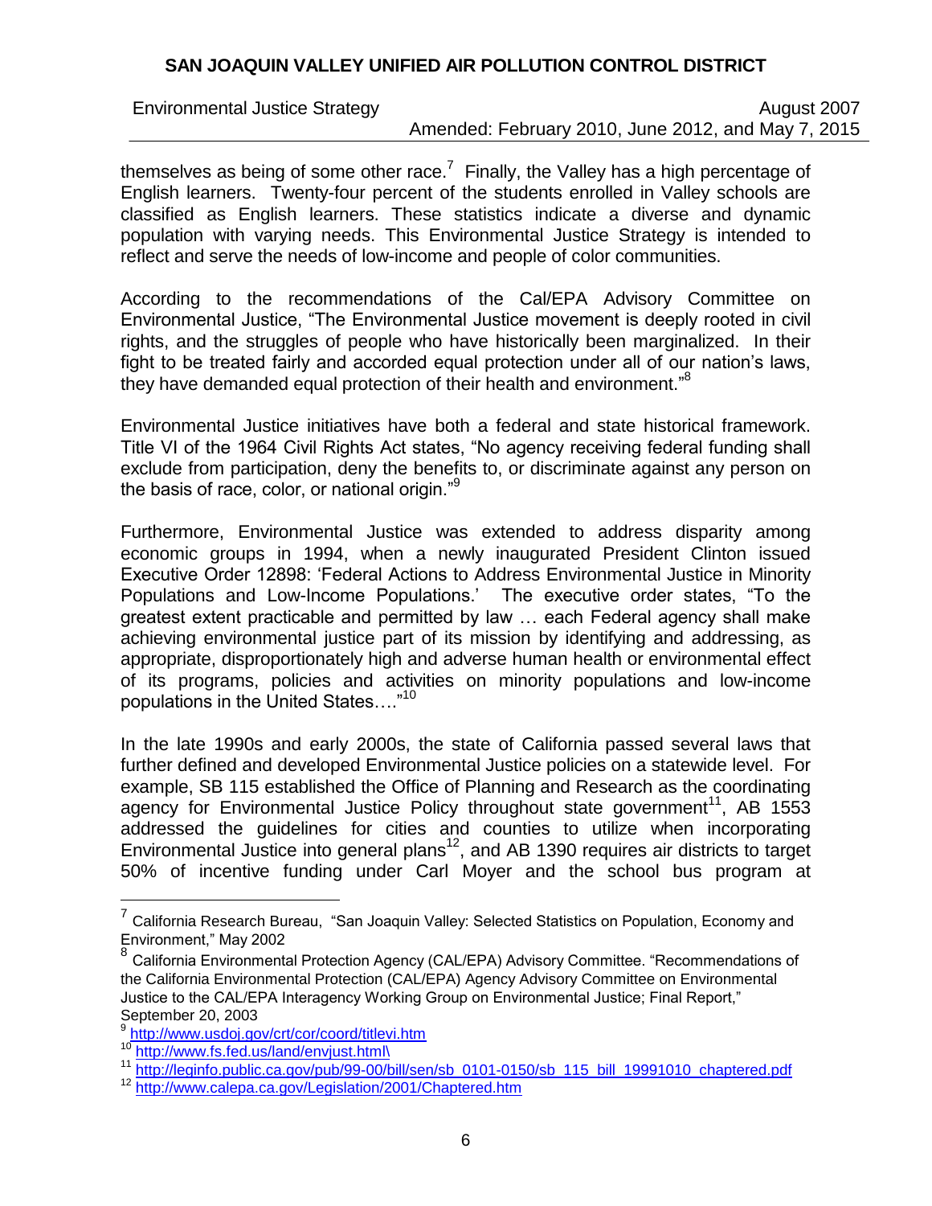themselves as being of some other race.[7] Finally, the Valley has a high percentage of English learners. Twenty-four percent of the students enrolled in Valley schools are classified as English learners. These statistics indicate a diverse and dynamic population with varying needs. This Environmental Justice Strategy is intended to reflect and serve the needs of low-income and people of color communities.

According to the recommendations of the Cal/EPA Advisory Committee on Environmental Justice, "The Environmental Justice movement is deeply rooted in civil rights, and the struggles of people who have historically been marginalized. In their fight to be treated fairly and accorded equal protection under all of our nation's laws, they have demanded equal protection of their health and environment."[8]

Environmental Justice initiatives have both a federal and state historical framework. Title VI of the 1964 Civil Rights Act states, "No agency receiving federal funding shall exclude from participation, deny the benefits to, or discriminate against any person on the basis of race, color, or national origin."[9]

Furthermore, Environmental Justice was extended to address disparity among economic groups in 1994, when a newly inaugurated President Clinton issued Executive Order 12898: 'Federal Actions to Address Environmental Justice in Minority Populations and Low-Income Populations.' The executive order states, "To the greatest extent practicable and permitted by law … each Federal agency shall make achieving environmental justice part of its mission by identifying and addressing, as appropriate, disproportionately high and adverse human health or environmental effect of its programs, policies and activities on minority populations and low-income populations in the United States…."[10]

In the late 1990s and early 2000s, the state of California passed several laws that further defined and developed Environmental Justice policies on a statewide level. For example, SB 115 established the Office of Planning and Research as the coordinating agency for Environmental Justice Policy throughout state government[11], AB 1553 addressed the guidelines for cities and counties to utilize when incorporating Environmental Justice into general plans[12], and AB 1390 requires air districts to target 50% of incentive funding under Carl Moyer and the school bus program at

---

[7] California Research Bureau, "San Joaquin Valley: Selected Statistics on Population, Economy and Environment," May 2002

[8] California Environmental Protection Agency (CAL/EPA) Advisory Committee. "Recommendations of the California Environmental Protection (CAL/EPA) Agency Advisory Committee on Environmental Justice to the CAL/EPA Interagency Working Group on Environmental Justice; Final Report," September 20, 2003

[9] http://www.usdoj.gov/crt/cor/coord/titlevi.htm

[10] http://www.fs.fed.us/land/envjust.html\

[11] http://leginfo.public.ca.gov/pub/99-00/bill/sen/sb_0101-0150/sb_115_bill_19991010_chaptered.pdf

[12] http://www.calepa.ca.gov/Legislation/2001/Chaptered.htm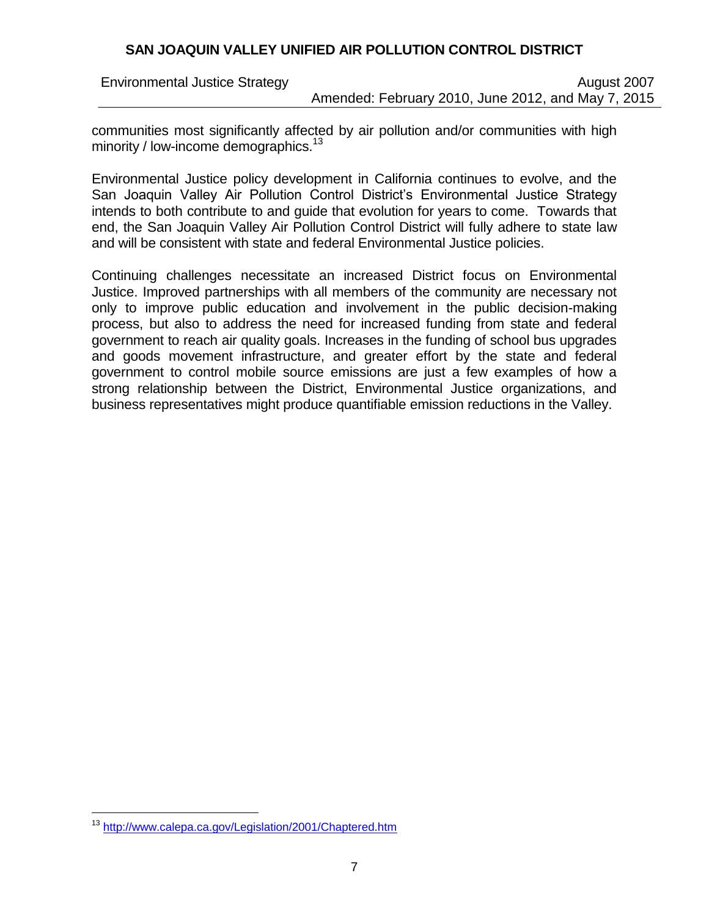communities most significantly affected by air pollution and/or communities with high minority / low-income demographics.[13]

Environmental Justice policy development in California continues to evolve, and the San Joaquin Valley Air Pollution Control District's Environmental Justice Strategy intends to both contribute to and guide that evolution for years to come. Towards that end, the San Joaquin Valley Air Pollution Control District will fully adhere to state law and will be consistent with state and federal Environmental Justice policies.

Continuing challenges necessitate an increased District focus on Environmental Justice. Improved partnerships with all members of the community are necessary not only to improve public education and involvement in the public decision-making process, but also to address the need for increased funding from state and federal government to reach air quality goals. Increases in the funding of school bus upgrades and goods movement infrastructure, and greater effort by the state and federal government to control mobile source emissions are just a few examples of how a strong relationship between the District, Environmental Justice organizations, and business representatives might produce quantifiable emission reductions in the Valley.

[13] http://www.calepa.ca.gov/Legislation/2001/Chaptered.htm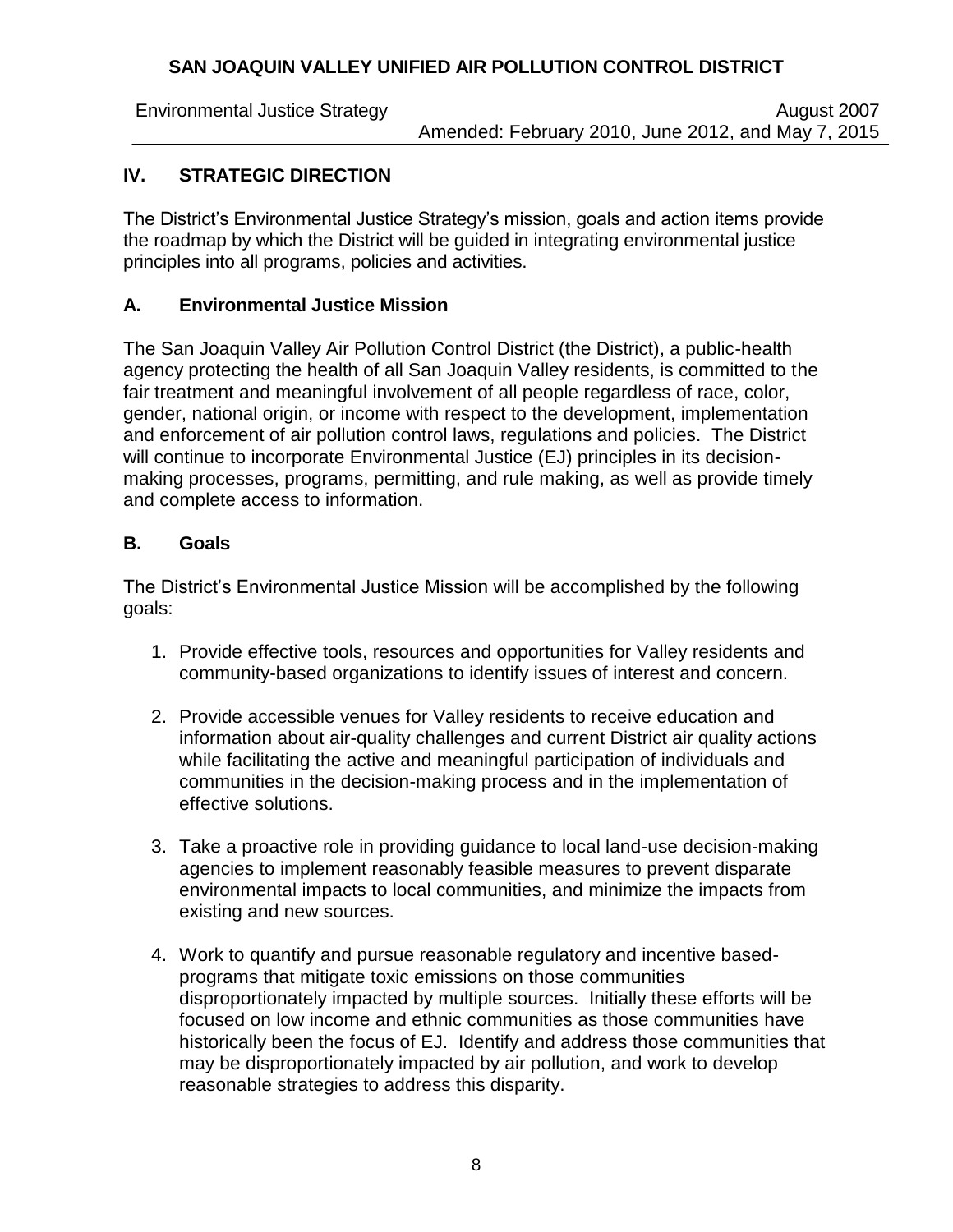## IV. STRATEGIC DIRECTION

The District's Environmental Justice Strategy's mission, goals and action items provide the roadmap by which the District will be guided in integrating environmental justice principles into all programs, policies and activities.

### A. Environmental Justice Mission

The San Joaquin Valley Air Pollution Control District (the District), a public-health agency protecting the health of all San Joaquin Valley residents, is committed to the fair treatment and meaningful involvement of all people regardless of race, color, gender, national origin, or income with respect to the development, implementation and enforcement of air pollution control laws, regulations and policies. The District will continue to incorporate Environmental Justice (EJ) principles in its decision-making processes, programs, permitting, and rule making, as well as provide timely and complete access to information.

### B. Goals

The District's Environmental Justice Mission will be accomplished by the following goals:

1. Provide effective tools, resources and opportunities for Valley residents and community-based organizations to identify issues of interest and concern.

2. Provide accessible venues for Valley residents to receive education and information about air-quality challenges and current District air quality actions while facilitating the active and meaningful participation of individuals and communities in the decision-making process and in the implementation of effective solutions.

3. Take a proactive role in providing guidance to local land-use decision-making agencies to implement reasonably feasible measures to prevent disparate environmental impacts to local communities, and minimize the impacts from existing and new sources.

4. Work to quantify and pursue reasonable regulatory and incentive based-programs that mitigate toxic emissions on those communities disproportionately impacted by multiple sources. Initially these efforts will be focused on low income and ethnic communities as those communities have historically been the focus of EJ. Identify and address those communities that may be disproportionately impacted by air pollution, and work to develop reasonable strategies to address this disparity.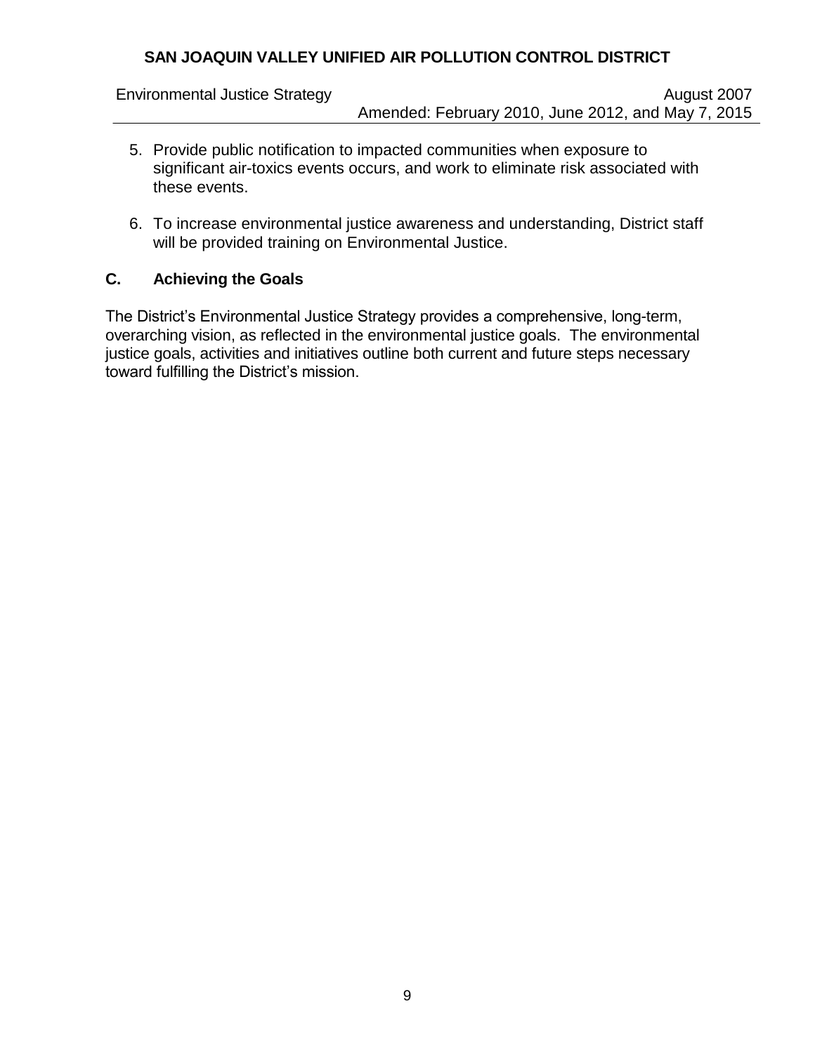5. Provide public notification to impacted communities when exposure to significant air-toxics events occurs, and work to eliminate risk associated with these events.

6. To increase environmental justice awareness and understanding, District staff will be provided training on Environmental Justice.

### C. Achieving the Goals

The District's Environmental Justice Strategy provides a comprehensive, long-term, overarching vision, as reflected in the environmental justice goals. The environmental justice goals, activities and initiatives outline both current and future steps necessary toward fulfilling the District's mission.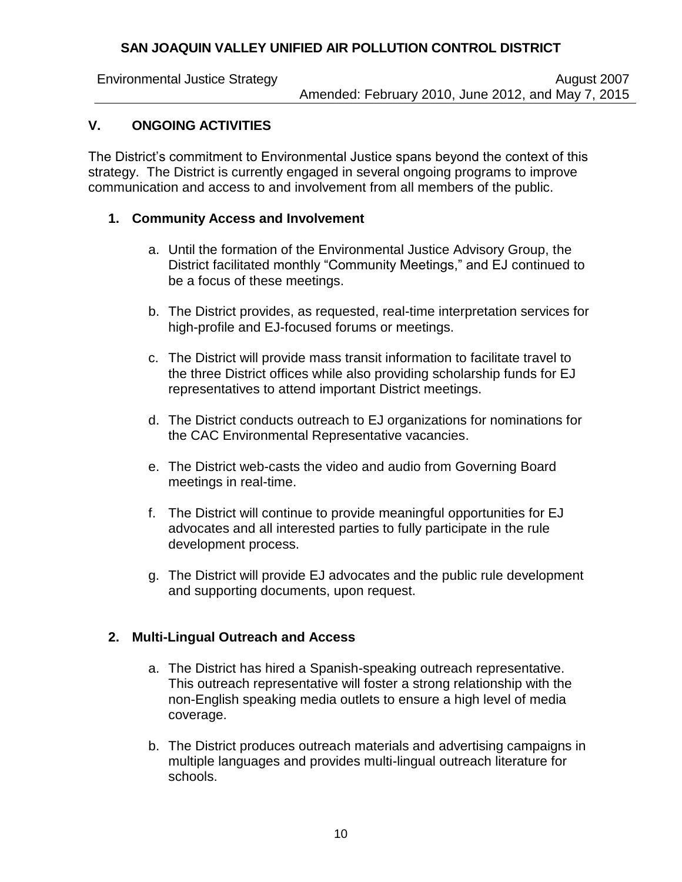## V. ONGOING ACTIVITIES

The District's commitment to Environmental Justice spans beyond the context of this strategy. The District is currently engaged in several ongoing programs to improve communication and access to and involvement from all members of the public.

### 1. Community Access and Involvement

a. Until the formation of the Environmental Justice Advisory Group, the District facilitated monthly "Community Meetings," and EJ continued to be a focus of these meetings.

b. The District provides, as requested, real-time interpretation services for high-profile and EJ-focused forums or meetings.

c. The District will provide mass transit information to facilitate travel to the three District offices while also providing scholarship funds for EJ representatives to attend important District meetings.

d. The District conducts outreach to EJ organizations for nominations for the CAC Environmental Representative vacancies.

e. The District web-casts the video and audio from Governing Board meetings in real-time.

f. The District will continue to provide meaningful opportunities for EJ advocates and all interested parties to fully participate in the rule development process.

g. The District will provide EJ advocates and the public rule development and supporting documents, upon request.

### 2. Multi-Lingual Outreach and Access

a. The District has hired a Spanish-speaking outreach representative. This outreach representative will foster a strong relationship with the non-English speaking media outlets to ensure a high level of media coverage.

b. The District produces outreach materials and advertising campaigns in multiple languages and provides multi-lingual outreach literature for schools.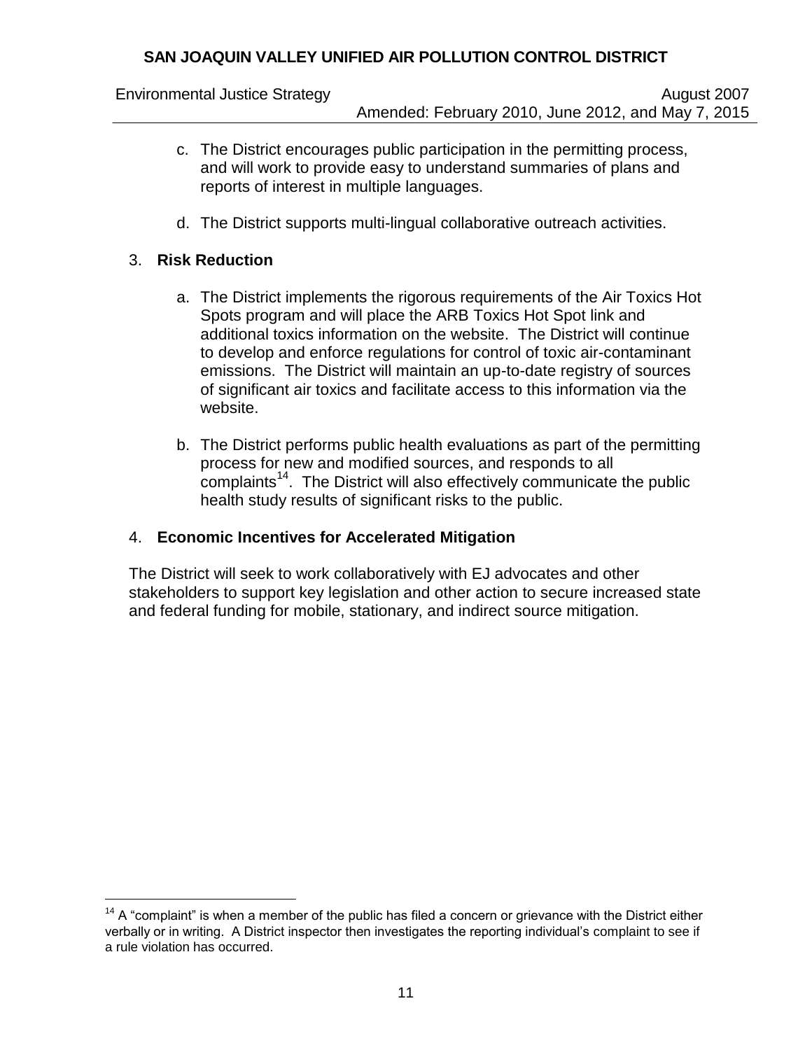c. The District encourages public participation in the permitting process, and will work to provide easy to understand summaries of plans and reports of interest in multiple languages.

d. The District supports multi-lingual collaborative outreach activities.

3. **Risk Reduction**

a. The District implements the rigorous requirements of the Air Toxics Hot Spots program and will place the ARB Toxics Hot Spot link and additional toxics information on the website. The District will continue to develop and enforce regulations for control of toxic air-contaminant emissions. The District will maintain an up-to-date registry of sources of significant air toxics and facilitate access to this information via the website.

b. The District performs public health evaluations as part of the permitting process for new and modified sources, and responds to all complaints[14]. The District will also effectively communicate the public health study results of significant risks to the public.

4. **Economic Incentives for Accelerated Mitigation**

The District will seek to work collaboratively with EJ advocates and other stakeholders to support key legislation and other action to secure increased state and federal funding for mobile, stationary, and indirect source mitigation.

[14] A "complaint" is when a member of the public has filed a concern or grievance with the District either verbally or in writing. A District inspector then investigates the reporting individual's complaint to see if a rule violation has occurred.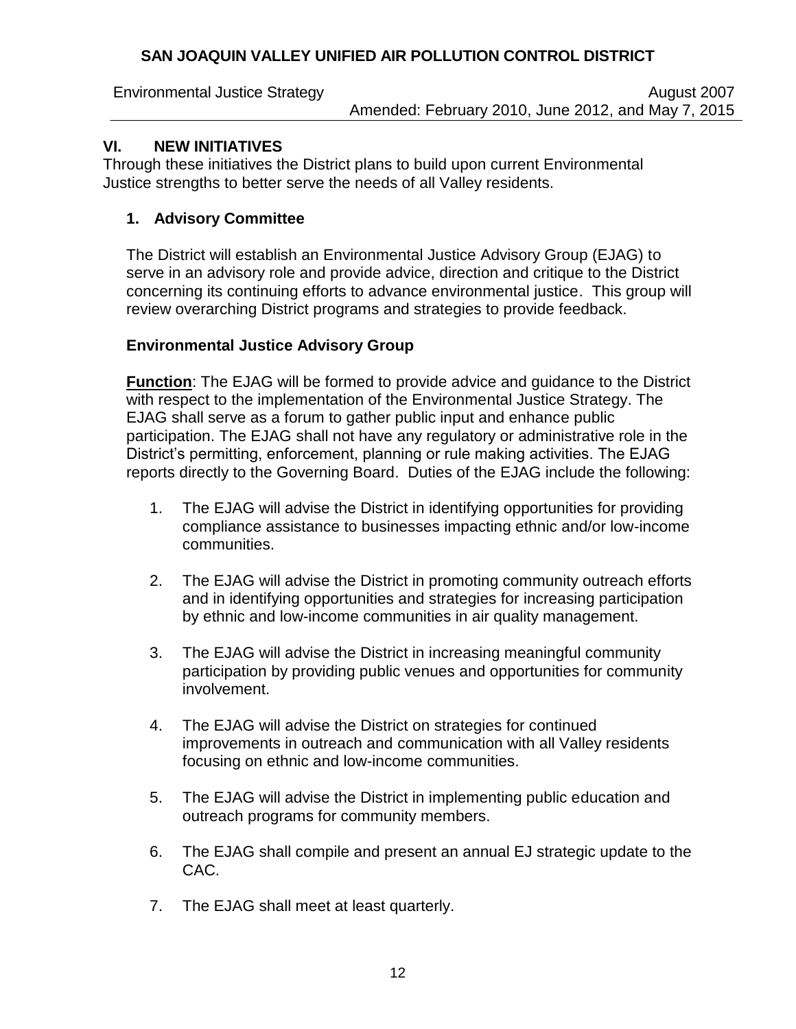## VI. NEW INITIATIVES

Through these initiatives the District plans to build upon current Environmental Justice strengths to better serve the needs of all Valley residents.

### 1. Advisory Committee

The District will establish an Environmental Justice Advisory Group (EJAG) to serve in an advisory role and provide advice, direction and critique to the District concerning its continuing efforts to advance environmental justice. This group will review overarching District programs and strategies to provide feedback.

### Environmental Justice Advisory Group

**Function**: The EJAG will be formed to provide advice and guidance to the District with respect to the implementation of the Environmental Justice Strategy. The EJAG shall serve as a forum to gather public input and enhance public participation. The EJAG shall not have any regulatory or administrative role in the District's permitting, enforcement, planning or rule making activities. The EJAG reports directly to the Governing Board. Duties of the EJAG include the following:

1. The EJAG will advise the District in identifying opportunities for providing compliance assistance to businesses impacting ethnic and/or low-income communities.

2. The EJAG will advise the District in promoting community outreach efforts and in identifying opportunities and strategies for increasing participation by ethnic and low-income communities in air quality management.

3. The EJAG will advise the District in increasing meaningful community participation by providing public venues and opportunities for community involvement.

4. The EJAG will advise the District on strategies for continued improvements in outreach and communication with all Valley residents focusing on ethnic and low-income communities.

5. The EJAG will advise the District in implementing public education and outreach programs for community members.

6. The EJAG shall compile and present an annual EJ strategic update to the CAC.

7. The EJAG shall meet at least quarterly.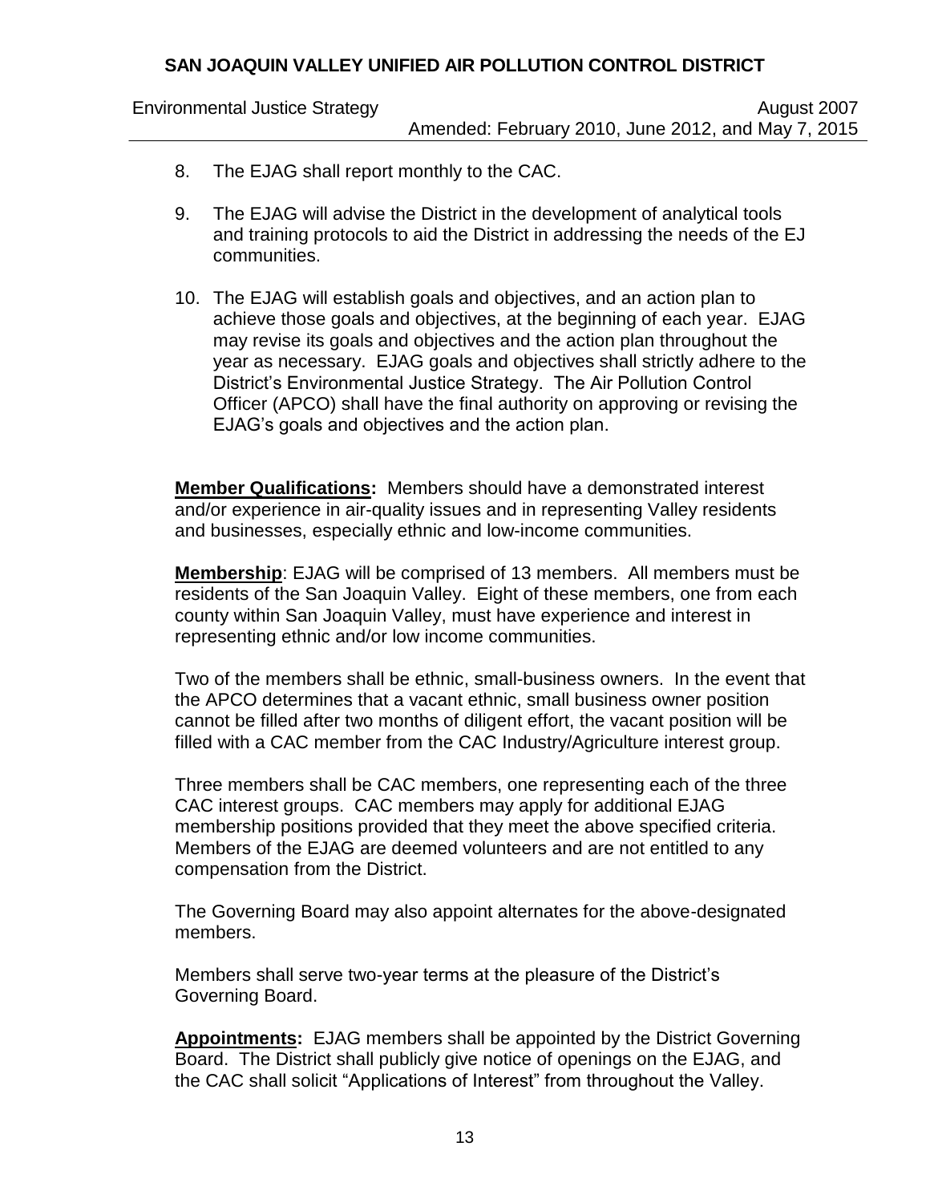8. The EJAG shall report monthly to the CAC.

9. The EJAG will advise the District in the development of analytical tools and training protocols to aid the District in addressing the needs of the EJ communities.

10. The EJAG will establish goals and objectives, and an action plan to achieve those goals and objectives, at the beginning of each year. EJAG may revise its goals and objectives and the action plan throughout the year as necessary. EJAG goals and objectives shall strictly adhere to the District's Environmental Justice Strategy. The Air Pollution Control Officer (APCO) shall have the final authority on approving or revising the EJAG's goals and objectives and the action plan.

**Member Qualifications:** Members should have a demonstrated interest and/or experience in air-quality issues and in representing Valley residents and businesses, especially ethnic and low-income communities.

**Membership**: EJAG will be comprised of 13 members. All members must be residents of the San Joaquin Valley. Eight of these members, one from each county within San Joaquin Valley, must have experience and interest in representing ethnic and/or low income communities.

Two of the members shall be ethnic, small-business owners. In the event that the APCO determines that a vacant ethnic, small business owner position cannot be filled after two months of diligent effort, the vacant position will be filled with a CAC member from the CAC Industry/Agriculture interest group.

Three members shall be CAC members, one representing each of the three CAC interest groups. CAC members may apply for additional EJAG membership positions provided that they meet the above specified criteria. Members of the EJAG are deemed volunteers and are not entitled to any compensation from the District.

The Governing Board may also appoint alternates for the above-designated members.

Members shall serve two-year terms at the pleasure of the District's Governing Board.

**Appointments:** EJAG members shall be appointed by the District Governing Board. The District shall publicly give notice of openings on the EJAG, and the CAC shall solicit "Applications of Interest" from throughout the Valley.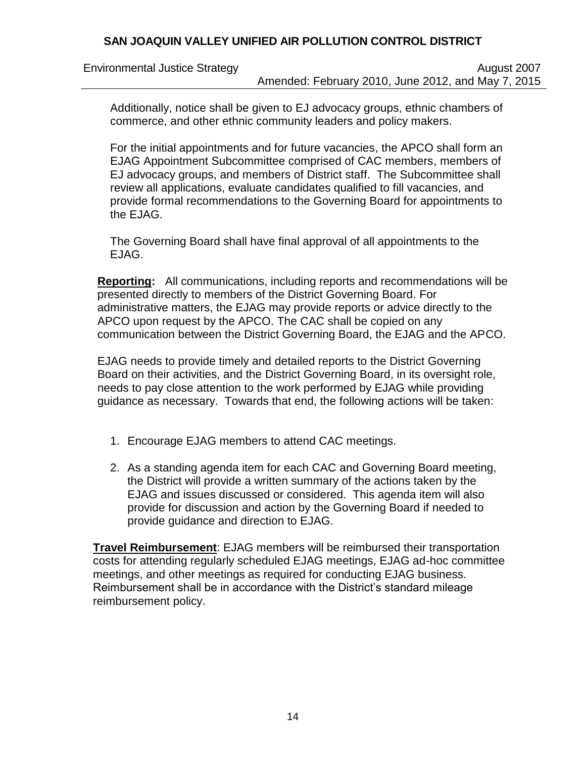Additionally, notice shall be given to EJ advocacy groups, ethnic chambers of commerce, and other ethnic community leaders and policy makers.

For the initial appointments and for future vacancies, the APCO shall form an EJAG Appointment Subcommittee comprised of CAC members, members of EJ advocacy groups, and members of District staff. The Subcommittee shall review all applications, evaluate candidates qualified to fill vacancies, and provide formal recommendations to the Governing Board for appointments to the EJAG.

The Governing Board shall have final approval of all appointments to the EJAG.

**Reporting:** All communications, including reports and recommendations will be presented directly to members of the District Governing Board. For administrative matters, the EJAG may provide reports or advice directly to the APCO upon request by the APCO. The CAC shall be copied on any communication between the District Governing Board, the EJAG and the APCO.

EJAG needs to provide timely and detailed reports to the District Governing Board on their activities, and the District Governing Board, in its oversight role, needs to pay close attention to the work performed by EJAG while providing guidance as necessary. Towards that end, the following actions will be taken:

1. Encourage EJAG members to attend CAC meetings.
2. As a standing agenda item for each CAC and Governing Board meeting, the District will provide a written summary of the actions taken by the EJAG and issues discussed or considered. This agenda item will also provide for discussion and action by the Governing Board if needed to provide guidance and direction to EJAG.

**Travel Reimbursement**: EJAG members will be reimbursed their transportation costs for attending regularly scheduled EJAG meetings, EJAG ad-hoc committee meetings, and other meetings as required for conducting EJAG business. Reimbursement shall be in accordance with the District's standard mileage reimbursement policy.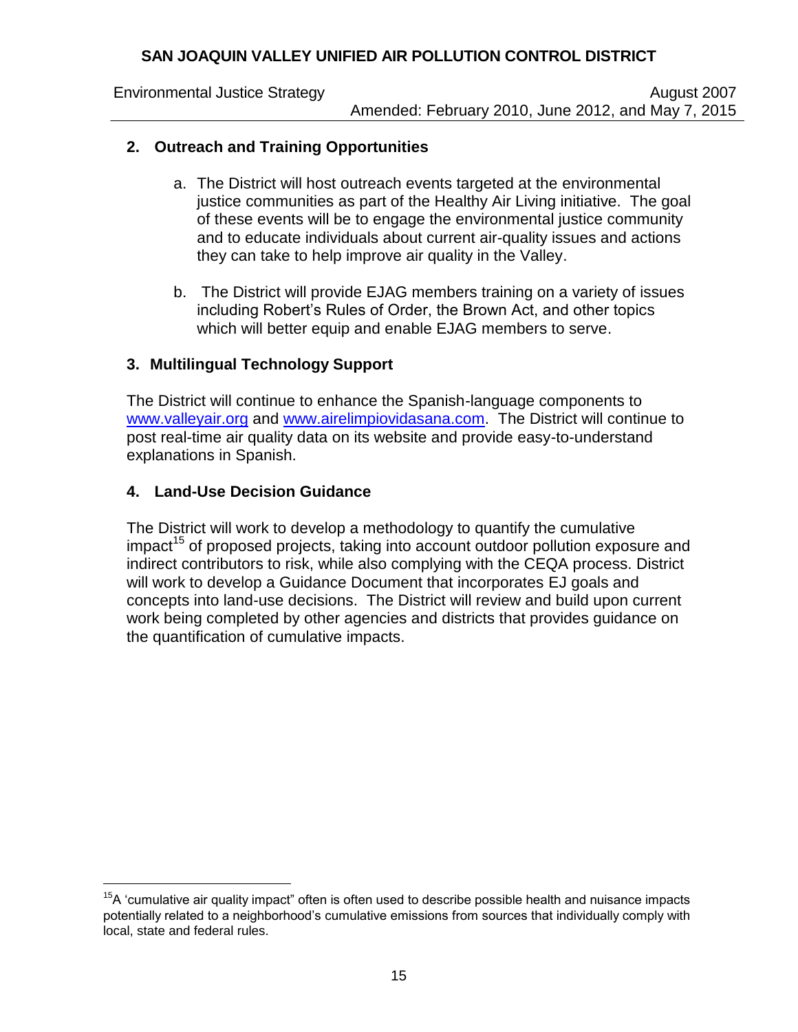## 2. Outreach and Training Opportunities

a. The District will host outreach events targeted at the environmental justice communities as part of the Healthy Air Living initiative. The goal of these events will be to engage the environmental justice community and to educate individuals about current air-quality issues and actions they can take to help improve air quality in the Valley.

b. The District will provide EJAG members training on a variety of issues including Robert's Rules of Order, the Brown Act, and other topics which will better equip and enable EJAG members to serve.

## 3. Multilingual Technology Support

The District will continue to enhance the Spanish-language components to www.valleyair.org and www.airelimpiovidasana.com. The District will continue to post real-time air quality data on its website and provide easy-to-understand explanations in Spanish.

## 4. Land-Use Decision Guidance

The District will work to develop a methodology to quantify the cumulative impact[15] of proposed projects, taking into account outdoor pollution exposure and indirect contributors to risk, while also complying with the CEQA process. District will work to develop a Guidance Document that incorporates EJ goals and concepts into land-use decisions. The District will review and build upon current work being completed by other agencies and districts that provides guidance on the quantification of cumulative impacts.

---

[15] A 'cumulative air quality impact" often is often used to describe possible health and nuisance impacts potentially related to a neighborhood's cumulative emissions from sources that individually comply with local, state and federal rules.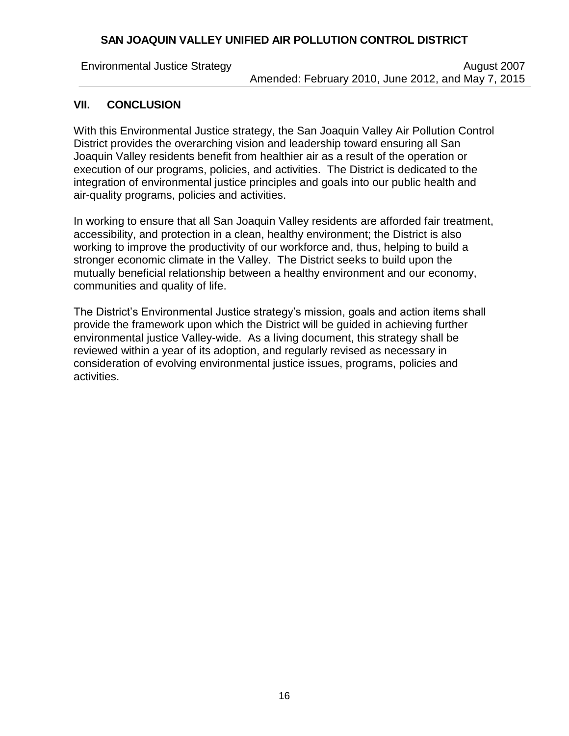## VII. CONCLUSION

With this Environmental Justice strategy, the San Joaquin Valley Air Pollution Control District provides the overarching vision and leadership toward ensuring all San Joaquin Valley residents benefit from healthier air as a result of the operation or execution of our programs, policies, and activities. The District is dedicated to the integration of environmental justice principles and goals into our public health and air-quality programs, policies and activities.

In working to ensure that all San Joaquin Valley residents are afforded fair treatment, accessibility, and protection in a clean, healthy environment; the District is also working to improve the productivity of our workforce and, thus, helping to build a stronger economic climate in the Valley. The District seeks to build upon the mutually beneficial relationship between a healthy environment and our economy, communities and quality of life.

The District's Environmental Justice strategy's mission, goals and action items shall provide the framework upon which the District will be guided in achieving further environmental justice Valley-wide. As a living document, this strategy shall be reviewed within a year of its adoption, and regularly revised as necessary in consideration of evolving environmental justice issues, programs, policies and activities.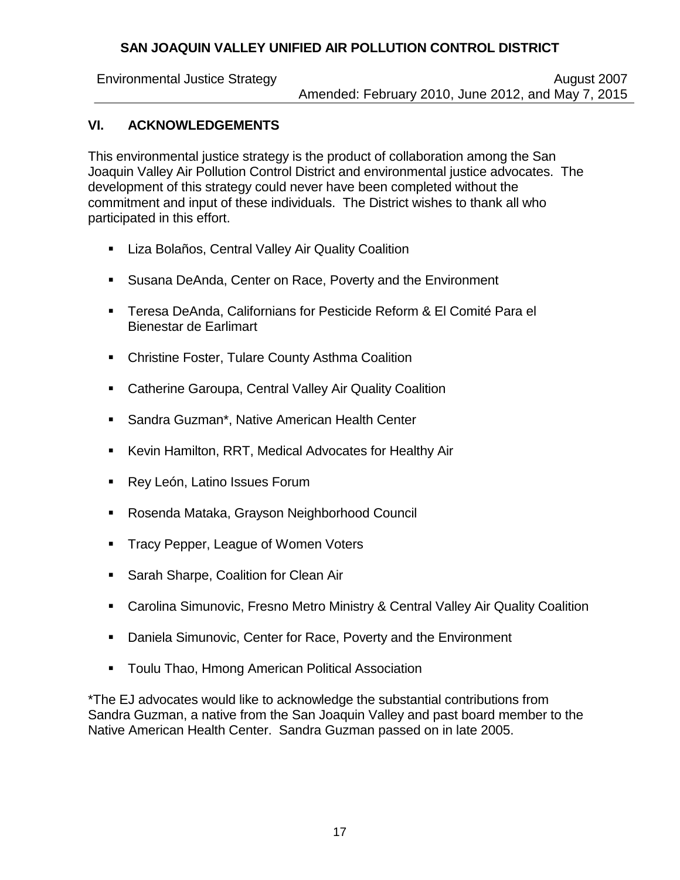## VI. ACKNOWLEDGEMENTS

This environmental justice strategy is the product of collaboration among the San Joaquin Valley Air Pollution Control District and environmental justice advocates. The development of this strategy could never have been completed without the commitment and input of these individuals. The District wishes to thank all who participated in this effort.

- Liza Bolaños, Central Valley Air Quality Coalition
- Susana DeAnda, Center on Race, Poverty and the Environment
- Teresa DeAnda, Californians for Pesticide Reform & El Comité Para el Bienestar de Earlimart
- Christine Foster, Tulare County Asthma Coalition
- Catherine Garoupa, Central Valley Air Quality Coalition
- Sandra Guzman*, Native American Health Center
- Kevin Hamilton, RRT, Medical Advocates for Healthy Air
- Rey León, Latino Issues Forum
- Rosenda Mataka, Grayson Neighborhood Council
- Tracy Pepper, League of Women Voters
- Sarah Sharpe, Coalition for Clean Air
- Carolina Simunovic, Fresno Metro Ministry & Central Valley Air Quality Coalition
- Daniela Simunovic, Center for Race, Poverty and the Environment
- Toulu Thao, Hmong American Political Association

*The EJ advocates would like to acknowledge the substantial contributions from Sandra Guzman, a native from the San Joaquin Valley and past board member to the Native American Health Center. Sandra Guzman passed on in late 2005.